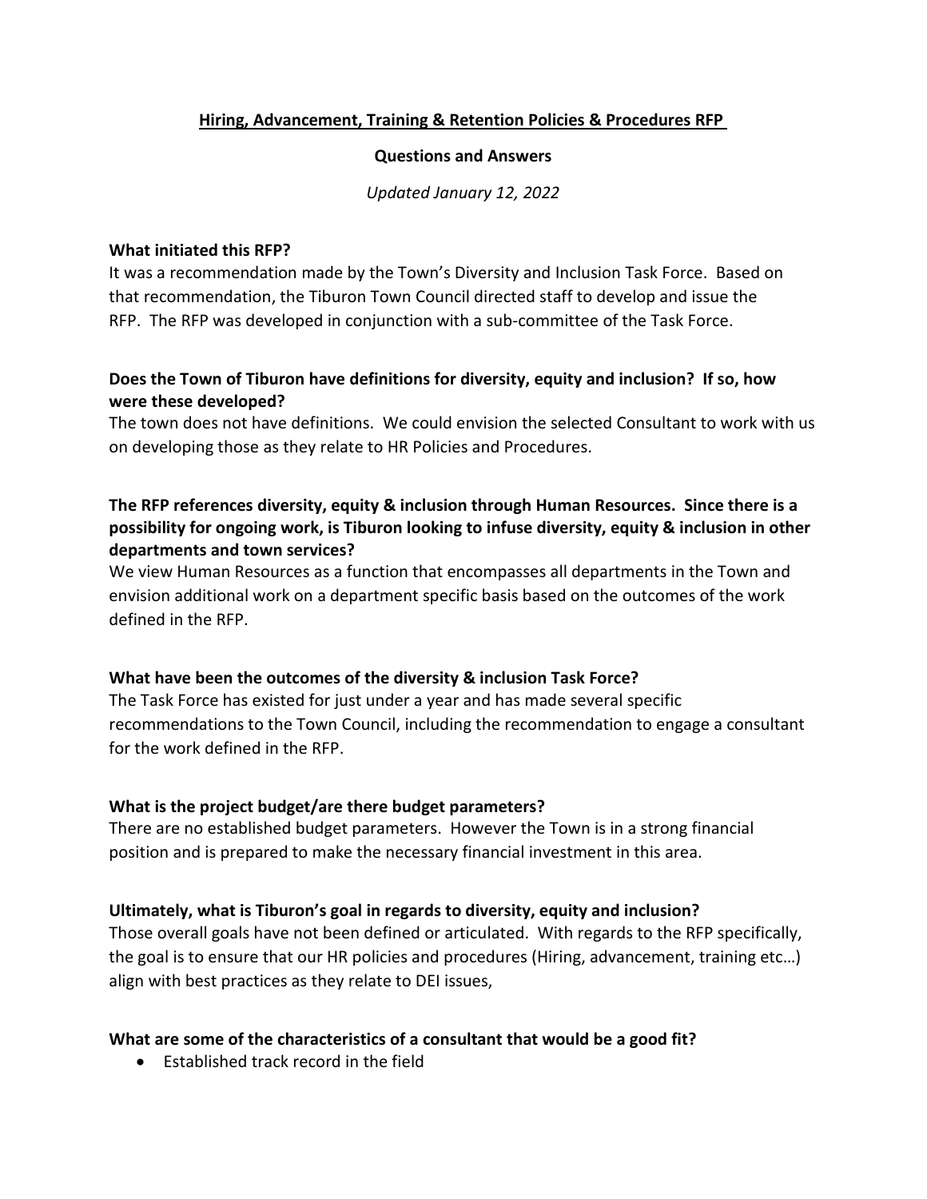# Hiring, Advancement, Training & Retention Policies & Procedures RFP

## Questions and Answers

*Updated January 12, 2022*

**What initiated this RFP?**

It was a recommendation made by the Town's Diversity and Inclusion Task Force. Based on that recommendation, the Tiburon Town Council directed staff to develop and issue the RFP. The RFP was developed in conjunction with a sub-committee of the Task Force.

**Does the Town of Tiburon have definitions for diversity, equity and inclusion? If so, how were these developed?**

The town does not have definitions. We could envision the selected Consultant to work with us on developing those as they relate to HR Policies and Procedures.

**The RFP references diversity, equity & inclusion through Human Resources. Since there is a possibility for ongoing work, is Tiburon looking to infuse diversity, equity & inclusion in other departments and town services?**

We view Human Resources as a function that encompasses all departments in the Town and envision additional work on a department specific basis based on the outcomes of the work defined in the RFP.

**What have been the outcomes of the diversity & inclusion Task Force?**

The Task Force has existed for just under a year and has made several specific recommendations to the Town Council, including the recommendation to engage a consultant for the work defined in the RFP.

**What is the project budget/are there budget parameters?**

There are no established budget parameters. However the Town is in a strong financial position and is prepared to make the necessary financial investment in this area.

**Ultimately, what is Tiburon's goal in regards to diversity, equity and inclusion?**

Those overall goals have not been defined or articulated. With regards to the RFP specifically, the goal is to ensure that our HR policies and procedures (Hiring, advancement, training etc…) align with best practices as they relate to DEI issues,

**What are some of the characteristics of a consultant that would be a good fit?**

- Established track record in the field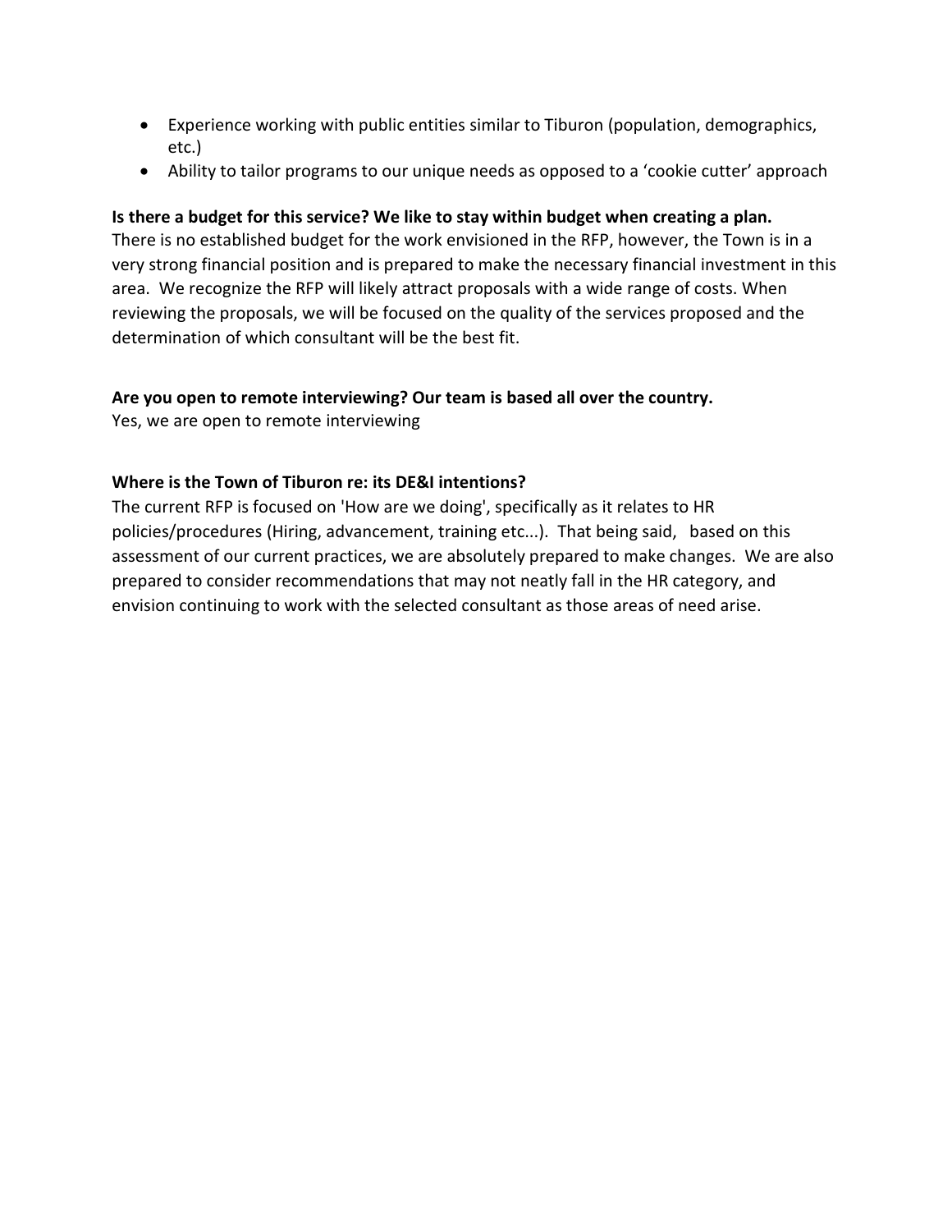- Experience working with public entities similar to Tiburon (population, demographics, etc.)
- Ability to tailor programs to our unique needs as opposed to a 'cookie cutter' approach

**Is there a budget for this service? We like to stay within budget when creating a plan.**

There is no established budget for the work envisioned in the RFP, however, the Town is in a very strong financial position and is prepared to make the necessary financial investment in this area. We recognize the RFP will likely attract proposals with a wide range of costs. When reviewing the proposals, we will be focused on the quality of the services proposed and the determination of which consultant will be the best fit.

**Are you open to remote interviewing? Our team is based all over the country.**

Yes, we are open to remote interviewing

**Where is the Town of Tiburon re: its DE&I intentions?**

The current RFP is focused on 'How are we doing', specifically as it relates to HR policies/procedures (Hiring, advancement, training etc...). That being said, based on this assessment of our current practices, we are absolutely prepared to make changes. We are also prepared to consider recommendations that may not neatly fall in the HR category, and envision continuing to work with the selected consultant as those areas of need arise.